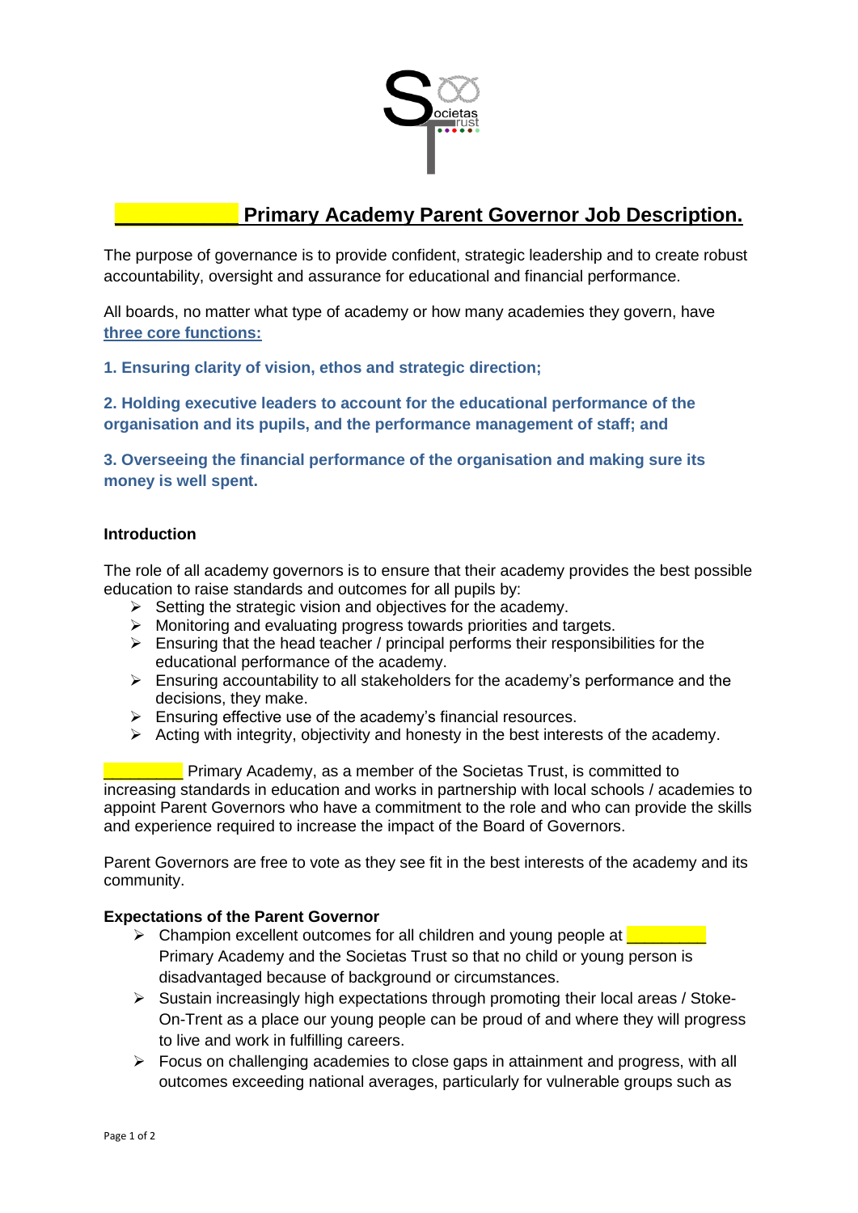# ___________ Primary Academy Parent Governor Job Description.

The purpose of governance is to provide confident, strategic leadership and to create robust accountability, oversight and assurance for educational and financial performance.

All boards, no matter what type of academy or how many academies they govern, have **three core functions:**

**1. Ensuring clarity of vision, ethos and strategic direction;**

**2. Holding executive leaders to account for the educational performance of the organisation and its pupils, and the performance management of staff; and**

**3. Overseeing the financial performance of the organisation and making sure its money is well spent.**

**Introduction**

The role of all academy governors is to ensure that their academy provides the best possible education to raise standards and outcomes for all pupils by:

- Setting the strategic vision and objectives for the academy.
- Monitoring and evaluating progress towards priorities and targets.
- Ensuring that the head teacher / principal performs their responsibilities for the educational performance of the academy.
- Ensuring accountability to all stakeholders for the academy's performance and the decisions, they make.
- Ensuring effective use of the academy's financial resources.
- Acting with integrity, objectivity and honesty in the best interests of the academy.

_________ Primary Academy, as a member of the Societas Trust, is committed to increasing standards in education and works in partnership with local schools / academies to appoint Parent Governors who have a commitment to the role and who can provide the skills and experience required to increase the impact of the Board of Governors.

Parent Governors are free to vote as they see fit in the best interests of the academy and its community.

**Expectations of the Parent Governor**

- Champion excellent outcomes for all children and young people at _________ Primary Academy and the Societas Trust so that no child or young person is disadvantaged because of background or circumstances.
- Sustain increasingly high expectations through promoting their local areas / Stoke-On-Trent as a place our young people can be proud of and where they will progress to live and work in fulfilling careers.
- Focus on challenging academies to close gaps in attainment and progress, with all outcomes exceeding national averages, particularly for vulnerable groups such as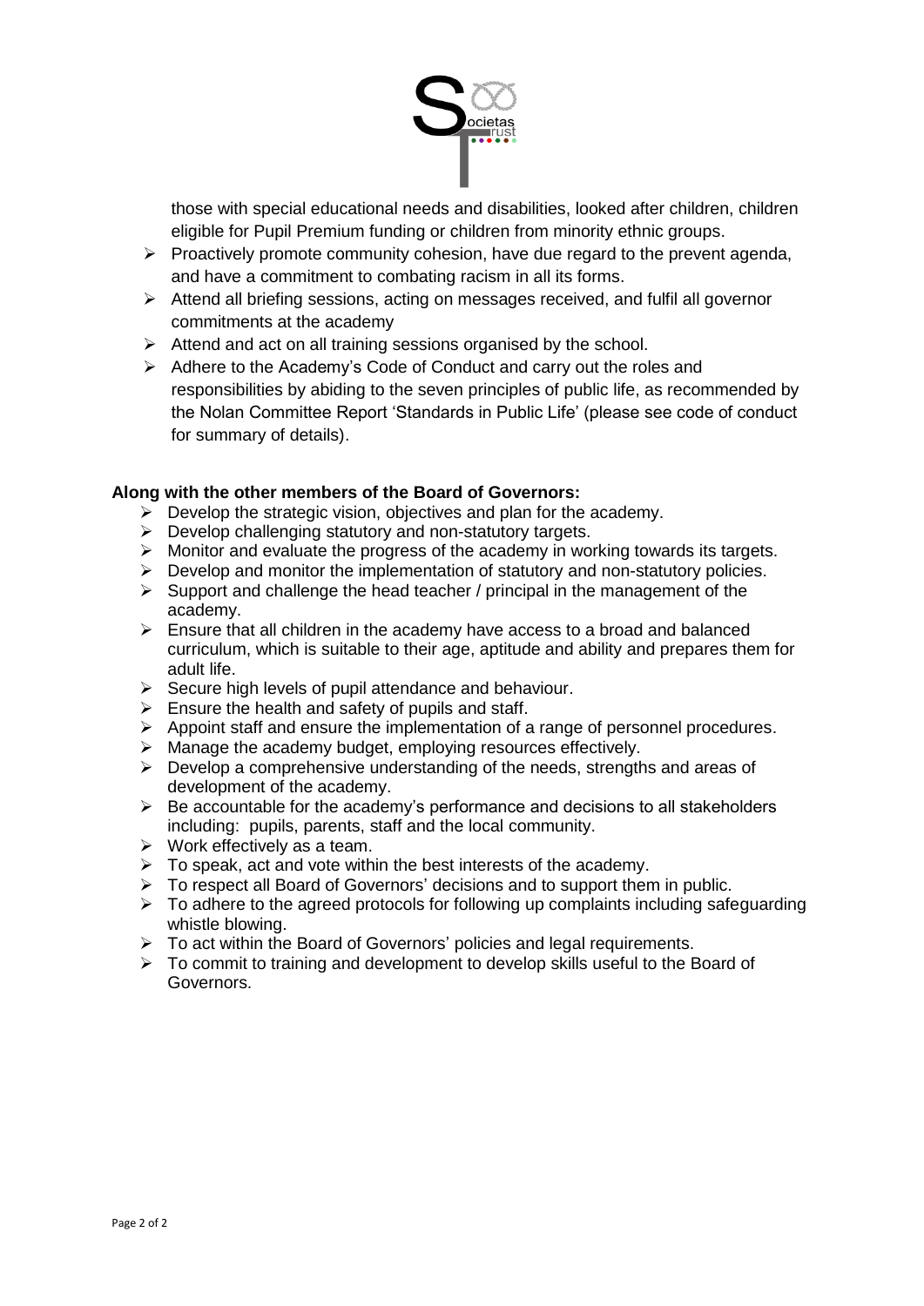those with special educational needs and disabilities, looked after children, children eligible for Pupil Premium funding or children from minority ethnic groups.

- Proactively promote community cohesion, have due regard to the prevent agenda, and have a commitment to combating racism in all its forms.
- Attend all briefing sessions, acting on messages received, and fulfil all governor commitments at the academy
- Attend and act on all training sessions organised by the school.
- Adhere to the Academy's Code of Conduct and carry out the roles and responsibilities by abiding to the seven principles of public life, as recommended by the Nolan Committee Report 'Standards in Public Life' (please see code of conduct for summary of details).

**Along with the other members of the Board of Governors:**

- Develop the strategic vision, objectives and plan for the academy.
- Develop challenging statutory and non-statutory targets.
- Monitor and evaluate the progress of the academy in working towards its targets.
- Develop and monitor the implementation of statutory and non-statutory policies.
- Support and challenge the head teacher / principal in the management of the academy.
- Ensure that all children in the academy have access to a broad and balanced curriculum, which is suitable to their age, aptitude and ability and prepares them for adult life.
- Secure high levels of pupil attendance and behaviour.
- Ensure the health and safety of pupils and staff.
- Appoint staff and ensure the implementation of a range of personnel procedures.
- Manage the academy budget, employing resources effectively.
- Develop a comprehensive understanding of the needs, strengths and areas of development of the academy.
- Be accountable for the academy's performance and decisions to all stakeholders including: pupils, parents, staff and the local community.
- Work effectively as a team.
- To speak, act and vote within the best interests of the academy.
- To respect all Board of Governors' decisions and to support them in public.
- To adhere to the agreed protocols for following up complaints including safeguarding whistle blowing.
- To act within the Board of Governors' policies and legal requirements.
- To commit to training and development to develop skills useful to the Board of Governors.